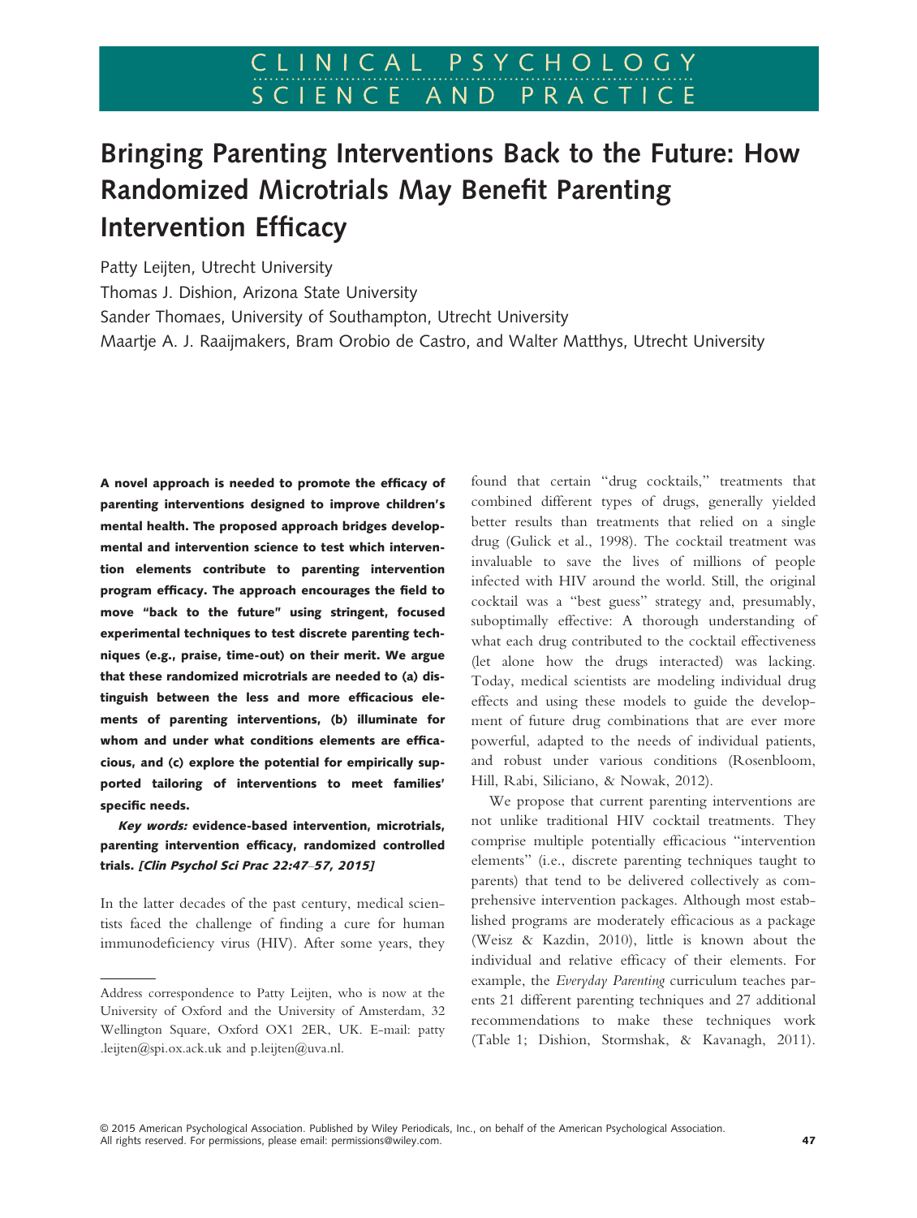CLINICAL PSYCHOLOGY SCIENCE AND PRACTICE

# Bringing Parenting Interventions Back to the Future: How Randomized Microtrials May Benefit Parenting Intervention Efficacy

Patty Leijten, Utrecht University
Thomas J. Dishion, Arizona State University
Sander Thomaes, University of Southampton, Utrecht University
Maartje A. J. Raaijmakers, Bram Orobio de Castro, and Walter Matthys, Utrecht University

**A novel approach is needed to promote the efficacy of parenting interventions designed to improve children's mental health. The proposed approach bridges developmental and intervention science to test which intervention elements contribute to parenting intervention program efficacy. The approach encourages the field to move "back to the future" using stringent, focused experimental techniques to test discrete parenting techniques (e.g., praise, time-out) on their merit. We argue that these randomized microtrials are needed to (a) distinguish between the less and more efficacious elements of parenting interventions, (b) illuminate for whom and under what conditions elements are efficacious, and (c) explore the potential for empirically supported tailoring of interventions to meet families' specific needs.**

***Key words:*** **evidence-based intervention, microtrials, parenting intervention efficacy, randomized controlled trials.** ***[Clin Psychol Sci Prac 22:47–57, 2015]***

In the latter decades of the past century, medical scientists faced the challenge of finding a cure for human immunodeficiency virus (HIV). After some years, they found that certain "drug cocktails," treatments that combined different types of drugs, generally yielded better results than treatments that relied on a single drug (Gulick et al., 1998). The cocktail treatment was invaluable to save the lives of millions of people infected with HIV around the world. Still, the original cocktail was a "best guess" strategy and, presumably, suboptimally effective: A thorough understanding of what each drug contributed to the cocktail effectiveness (let alone how the drugs interacted) was lacking. Today, medical scientists are modeling individual drug effects and using these models to guide the development of future drug combinations that are ever more powerful, adapted to the needs of individual patients, and robust under various conditions (Rosenbloom, Hill, Rabi, Siliciano, & Nowak, 2012).

We propose that current parenting interventions are not unlike traditional HIV cocktail treatments. They comprise multiple potentially efficacious "intervention elements" (i.e., discrete parenting techniques taught to parents) that tend to be delivered collectively as comprehensive intervention packages. Although most established programs are moderately efficacious as a package (Weisz & Kazdin, 2010), little is known about the individual and relative efficacy of their elements. For example, the *Everyday Parenting* curriculum teaches parents 21 different parenting techniques and 27 additional recommendations to make these techniques work (Table 1; Dishion, Stormshak, & Kavanagh, 2011).

---

Address correspondence to Patty Leijten, who is now at the University of Oxford and the University of Amsterdam, 32 Wellington Square, Oxford OX1 2ER, UK. E-mail: patty.leijten@spi.ox.ack.uk and p.leijten@uva.nl.

© 2015 American Psychological Association. Published by Wiley Periodicals, Inc., on behalf of the American Psychological Association. All rights reserved. For permissions, please email: permissions@wiley.com.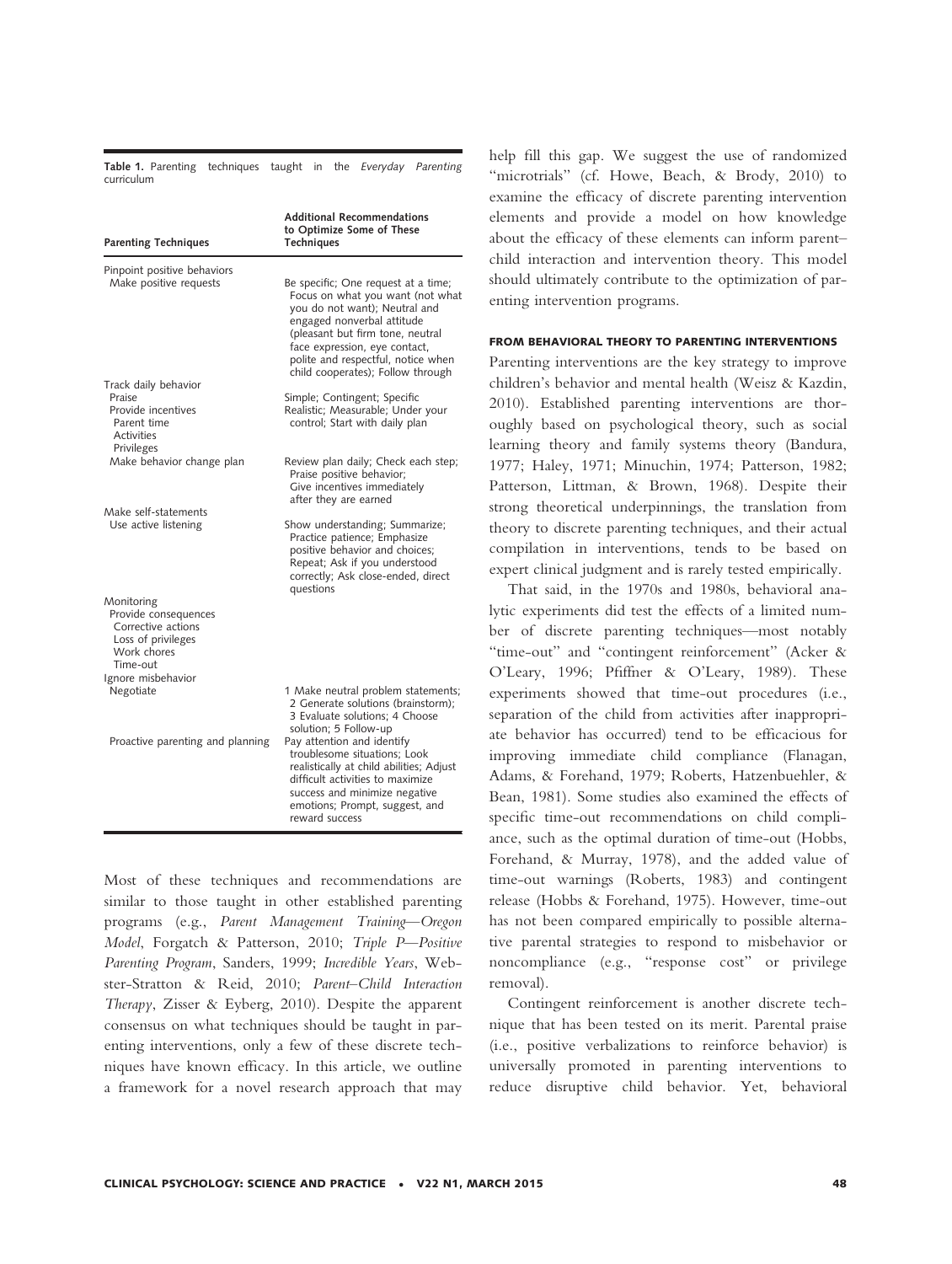**Table 1.** Parenting techniques taught in the *Everyday Parenting* curriculum

| Parenting Techniques | Additional Recommendations to Optimize Some of These Techniques |
|---|---|
| Pinpoint positive behaviors | |
| Make positive requests | Be specific; One request at a time; Focus on what you want (not what you do not want); Neutral and engaged nonverbal attitude (pleasant but firm tone, neutral face expression, eye contact, polite and respectful, notice when child cooperates); Follow through |
| Track daily behavior | |
| Praise | Simple; Contingent; Specific |
| Provide incentives | Realistic; Measurable; Under your control; Start with daily plan |
| Parent time | |
| Activities | |
| Privileges | |
| Make behavior change plan | Review plan daily; Check each step; Praise positive behavior; Give incentives immediately after they are earned |
| Make self-statements | |
| Use active listening | Show understanding; Summarize; Practice patience; Emphasize positive behavior and choices; Repeat; Ask if you understood correctly; Ask close-ended, direct questions |
| Monitoring | |
| Provide consequences | |
| Corrective actions | |
| Loss of privileges | |
| Work chores | |
| Time-out | |
| Ignore misbehavior | |
| Negotiate | 1 Make neutral problem statements; 2 Generate solutions (brainstorm); 3 Evaluate solutions; 4 Choose solution; 5 Follow-up |
| Proactive parenting and planning | Pay attention and identify troublesome situations; Look realistically at child abilities; Adjust difficult activities to maximize success and minimize negative emotions; Prompt, suggest, and reward success |

Most of these techniques and recommendations are similar to those taught in other established parenting programs (e.g., *Parent Management Training—Oregon Model*, Forgatch & Patterson, 2010; *Triple P—Positive Parenting Program*, Sanders, 1999; *Incredible Years*, Webster-Stratton & Reid, 2010; *Parent–Child Interaction Therapy*, Zisser & Eyberg, 2010). Despite the apparent consensus on what techniques should be taught in parenting interventions, only a few of these discrete techniques have known efficacy. In this article, we outline a framework for a novel research approach that may help fill this gap. We suggest the use of randomized "microtrials" (cf. Howe, Beach, & Brody, 2010) to examine the efficacy of discrete parenting intervention elements and provide a model on how knowledge about the efficacy of these elements can inform parent–child interaction and intervention theory. This model should ultimately contribute to the optimization of parenting intervention programs.

## FROM BEHAVIORAL THEORY TO PARENTING INTERVENTIONS

Parenting interventions are the key strategy to improve children's behavior and mental health (Weisz & Kazdin, 2010). Established parenting interventions are thoroughly based on psychological theory, such as social learning theory and family systems theory (Bandura, 1977; Haley, 1971; Minuchin, 1974; Patterson, 1982; Patterson, Littman, & Brown, 1968). Despite their strong theoretical underpinnings, the translation from theory to discrete parenting techniques, and their actual compilation in interventions, tends to be based on expert clinical judgment and is rarely tested empirically.

That said, in the 1970s and 1980s, behavioral analytic experiments did test the effects of a limited number of discrete parenting techniques—most notably "time-out" and "contingent reinforcement" (Acker & O'Leary, 1996; Pfiffner & O'Leary, 1989). These experiments showed that time-out procedures (i.e., separation of the child from activities after inappropriate behavior has occurred) tend to be efficacious for improving immediate child compliance (Flanagan, Adams, & Forehand, 1979; Roberts, Hatzenbuehler, & Bean, 1981). Some studies also examined the effects of specific time-out recommendations on child compliance, such as the optimal duration of time-out (Hobbs, Forehand, & Murray, 1978), and the added value of time-out warnings (Roberts, 1983) and contingent release (Hobbs & Forehand, 1975). However, time-out has not been compared empirically to possible alternative parental strategies to respond to misbehavior or noncompliance (e.g., "response cost" or privilege removal).

Contingent reinforcement is another discrete technique that has been tested on its merit. Parental praise (i.e., positive verbalizations to reinforce behavior) is universally promoted in parenting interventions to reduce disruptive child behavior. Yet, behavioral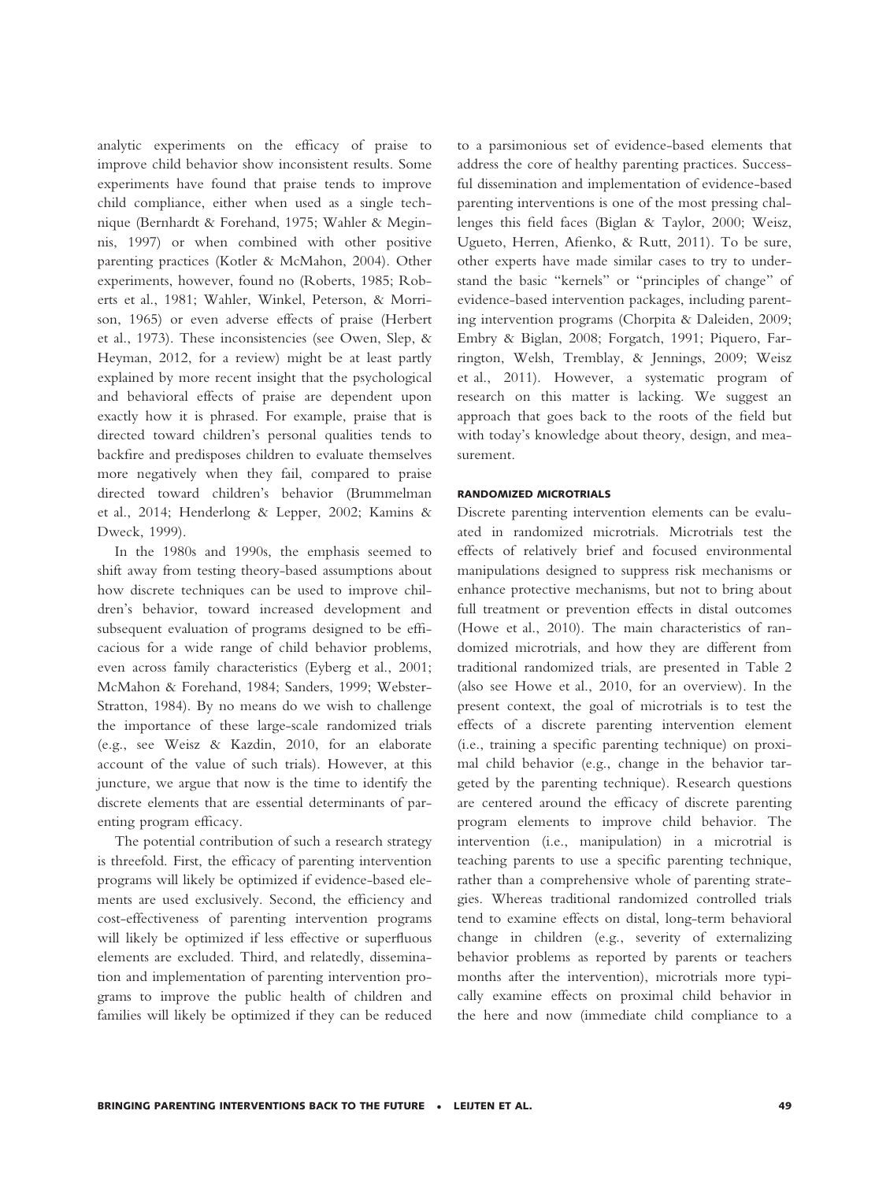analytic experiments on the efficacy of praise to improve child behavior show inconsistent results. Some experiments have found that praise tends to improve child compliance, either when used as a single technique (Bernhardt & Forehand, 1975; Wahler & Meginnis, 1997) or when combined with other positive parenting practices (Kotler & McMahon, 2004). Other experiments, however, found no (Roberts, 1985; Roberts et al., 1981; Wahler, Winkel, Peterson, & Morrison, 1965) or even adverse effects of praise (Herbert et al., 1973). These inconsistencies (see Owen, Slep, & Heyman, 2012, for a review) might be at least partly explained by more recent insight that the psychological and behavioral effects of praise are dependent upon exactly how it is phrased. For example, praise that is directed toward children's personal qualities tends to backfire and predisposes children to evaluate themselves more negatively when they fail, compared to praise directed toward children's behavior (Brummelman et al., 2014; Henderlong & Lepper, 2002; Kamins & Dweck, 1999).

In the 1980s and 1990s, the emphasis seemed to shift away from testing theory-based assumptions about how discrete techniques can be used to improve children's behavior, toward increased development and subsequent evaluation of programs designed to be efficacious for a wide range of child behavior problems, even across family characteristics (Eyberg et al., 2001; McMahon & Forehand, 1984; Sanders, 1999; Webster-Stratton, 1984). By no means do we wish to challenge the importance of these large-scale randomized trials (e.g., see Weisz & Kazdin, 2010, for an elaborate account of the value of such trials). However, at this juncture, we argue that now is the time to identify the discrete elements that are essential determinants of parenting program efficacy.

The potential contribution of such a research strategy is threefold. First, the efficacy of parenting intervention programs will likely be optimized if evidence-based elements are used exclusively. Second, the efficiency and cost-effectiveness of parenting intervention programs will likely be optimized if less effective or superfluous elements are excluded. Third, and relatedly, dissemination and implementation of parenting intervention programs to improve the public health of children and families will likely be optimized if they can be reduced to a parsimonious set of evidence-based elements that address the core of healthy parenting practices. Successful dissemination and implementation of evidence-based parenting interventions is one of the most pressing challenges this field faces (Biglan & Taylor, 2000; Weisz, Ugueto, Herren, Afienko, & Rutt, 2011). To be sure, other experts have made similar cases to try to understand the basic "kernels" or "principles of change" of evidence-based intervention packages, including parenting intervention programs (Chorpita & Daleiden, 2009; Embry & Biglan, 2008; Forgatch, 1991; Piquero, Farrington, Welsh, Tremblay, & Jennings, 2009; Weisz et al., 2011). However, a systematic program of research on this matter is lacking. We suggest an approach that goes back to the roots of the field but with today's knowledge about theory, design, and measurement.

## RANDOMIZED MICROTRIALS

Discrete parenting intervention elements can be evaluated in randomized microtrials. Microtrials test the effects of relatively brief and focused environmental manipulations designed to suppress risk mechanisms or enhance protective mechanisms, but not to bring about full treatment or prevention effects in distal outcomes (Howe et al., 2010). The main characteristics of randomized microtrials, and how they are different from traditional randomized trials, are presented in Table 2 (also see Howe et al., 2010, for an overview). In the present context, the goal of microtrials is to test the effects of a discrete parenting intervention element (i.e., training a specific parenting technique) on proximal child behavior (e.g., change in the behavior targeted by the parenting technique). Research questions are centered around the efficacy of discrete parenting program elements to improve child behavior. The intervention (i.e., manipulation) in a microtrial is teaching parents to use a specific parenting technique, rather than a comprehensive whole of parenting strategies. Whereas traditional randomized controlled trials tend to examine effects on distal, long-term behavioral change in children (e.g., severity of externalizing behavior problems as reported by parents or teachers months after the intervention), microtrials more typically examine effects on proximal child behavior in the here and now (immediate child compliance to a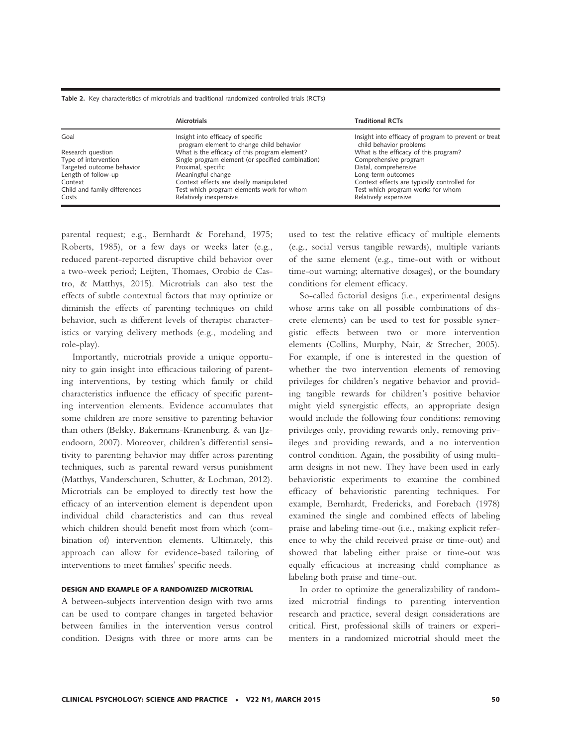**Table 2.** Key characteristics of microtrials and traditional randomized controlled trials (RCTs)

| | Microtrials | Traditional RCTs |
|---|---|---|
| Goal | Insight into efficacy of specific program element to change child behavior | Insight into efficacy of program to prevent or treat child behavior problems |
| Research question | What is the efficacy of this program element? | What is the efficacy of this program? |
| Type of intervention | Single program element (or specified combination) | Comprehensive program |
| Targeted outcome behavior | Proximal, specific | Distal, comprehensive |
| Length of follow-up | Meaningful change | Long-term outcomes |
| Context | Context effects are ideally manipulated | Context effects are typically controlled for |
| Child and family differences | Test which program elements work for whom | Test which program works for whom |
| Costs | Relatively inexpensive | Relatively expensive |

parental request; e.g., Bernhardt & Forehand, 1975; Roberts, 1985), or a few days or weeks later (e.g., reduced parent-reported disruptive child behavior over a two-week period; Leijten, Thomaes, Orobio de Castro, & Matthys, 2015). Microtrials can also test the effects of subtle contextual factors that may optimize or diminish the effects of parenting techniques on child behavior, such as different levels of therapist characteristics or varying delivery methods (e.g., modeling and role-play).

Importantly, microtrials provide a unique opportunity to gain insight into efficacious tailoring of parenting interventions, by testing which family or child characteristics influence the efficacy of specific parenting intervention elements. Evidence accumulates that some children are more sensitive to parenting behavior than others (Belsky, Bakermans-Kranenburg, & van IJzendoorn, 2007). Moreover, children's differential sensitivity to parenting behavior may differ across parenting techniques, such as parental reward versus punishment (Matthys, Vanderschuren, Schutter, & Lochman, 2012). Microtrials can be employed to directly test how the efficacy of an intervention element is dependent upon individual child characteristics and can thus reveal which children should benefit most from which (combination of) intervention elements. Ultimately, this approach can allow for evidence-based tailoring of interventions to meet families' specific needs.

### DESIGN AND EXAMPLE OF A RANDOMIZED MICROTRIAL

A between-subjects intervention design with two arms can be used to compare changes in targeted behavior between families in the intervention versus control condition. Designs with three or more arms can be used to test the relative efficacy of multiple elements (e.g., social versus tangible rewards), multiple variants of the same element (e.g., time-out with or without time-out warning; alternative dosages), or the boundary conditions for element efficacy.

So-called factorial designs (i.e., experimental designs whose arms take on all possible combinations of discrete elements) can be used to test for possible synergistic effects between two or more intervention elements (Collins, Murphy, Nair, & Strecher, 2005). For example, if one is interested in the question of whether the two intervention elements of removing privileges for children's negative behavior and providing tangible rewards for children's positive behavior might yield synergistic effects, an appropriate design would include the following four conditions: removing privileges only, providing rewards only, removing privileges and providing rewards, and a no intervention control condition. Again, the possibility of using multi-arm designs in not new. They have been used in early behavioristic experiments to examine the combined efficacy of behavioristic parenting techniques. For example, Bernhardt, Fredericks, and Forebach (1978) examined the single and combined effects of labeling praise and labeling time-out (i.e., making explicit reference to why the child received praise or time-out) and showed that labeling either praise or time-out was equally efficacious at increasing child compliance as labeling both praise and time-out.

In order to optimize the generalizability of randomized microtrial findings to parenting intervention research and practice, several design considerations are critical. First, professional skills of trainers or experimenters in a randomized microtrial should meet the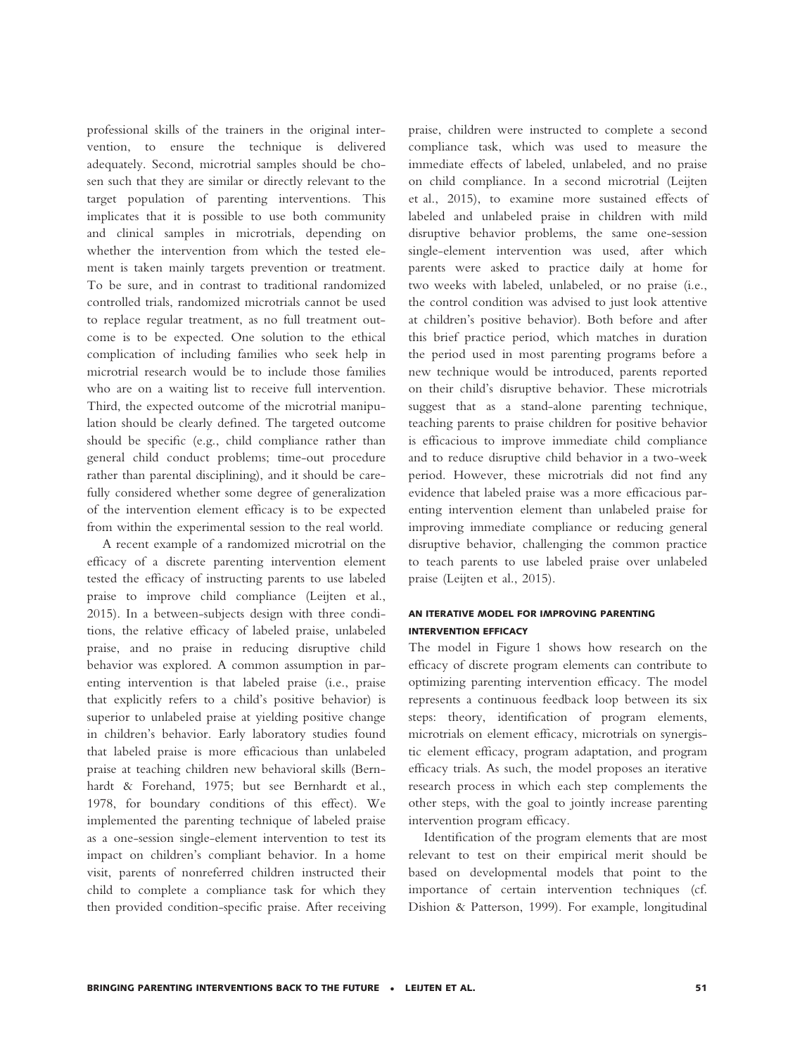professional skills of the trainers in the original intervention, to ensure the technique is delivered adequately. Second, microtrial samples should be chosen such that they are similar or directly relevant to the target population of parenting interventions. This implicates that it is possible to use both community and clinical samples in microtrials, depending on whether the intervention from which the tested element is taken mainly targets prevention or treatment. To be sure, and in contrast to traditional randomized controlled trials, randomized microtrials cannot be used to replace regular treatment, as no full treatment outcome is to be expected. One solution to the ethical complication of including families who seek help in microtrial research would be to include those families who are on a waiting list to receive full intervention. Third, the expected outcome of the microtrial manipulation should be clearly defined. The targeted outcome should be specific (e.g., child compliance rather than general child conduct problems; time-out procedure rather than parental disciplining), and it should be carefully considered whether some degree of generalization of the intervention element efficacy is to be expected from within the experimental session to the real world.

A recent example of a randomized microtrial on the efficacy of a discrete parenting intervention element tested the efficacy of instructing parents to use labeled praise to improve child compliance (Leijten et al., 2015). In a between-subjects design with three conditions, the relative efficacy of labeled praise, unlabeled praise, and no praise in reducing disruptive child behavior was explored. A common assumption in parenting intervention is that labeled praise (i.e., praise that explicitly refers to a child's positive behavior) is superior to unlabeled praise at yielding positive change in children's behavior. Early laboratory studies found that labeled praise is more efficacious than unlabeled praise at teaching children new behavioral skills (Bernhardt & Forehand, 1975; but see Bernhardt et al., 1978, for boundary conditions of this effect). We implemented the parenting technique of labeled praise as a one-session single-element intervention to test its impact on children's compliant behavior. In a home visit, parents of nonreferred children instructed their child to complete a compliance task for which they then provided condition-specific praise. After receiving praise, children were instructed to complete a second compliance task, which was used to measure the immediate effects of labeled, unlabeled, and no praise on child compliance. In a second microtrial (Leijten et al., 2015), to examine more sustained effects of labeled and unlabeled praise in children with mild disruptive behavior problems, the same one-session single-element intervention was used, after which parents were asked to practice daily at home for two weeks with labeled, unlabeled, or no praise (i.e., the control condition was advised to just look attentive at children's positive behavior). Both before and after this brief practice period, which matches in duration the period used in most parenting programs before a new technique would be introduced, parents reported on their child's disruptive behavior. These microtrials suggest that as a stand-alone parenting technique, teaching parents to praise children for positive behavior is efficacious to improve immediate child compliance and to reduce disruptive child behavior in a two-week period. However, these microtrials did not find any evidence that labeled praise was a more efficacious parenting intervention element than unlabeled praise for improving immediate compliance or reducing general disruptive behavior, challenging the common practice to teach parents to use labeled praise over unlabeled praise (Leijten et al., 2015).

## AN ITERATIVE MODEL FOR IMPROVING PARENTING INTERVENTION EFFICACY

The model in Figure 1 shows how research on the efficacy of discrete program elements can contribute to optimizing parenting intervention efficacy. The model represents a continuous feedback loop between its six steps: theory, identification of program elements, microtrials on element efficacy, microtrials on synergistic element efficacy, program adaptation, and program efficacy trials. As such, the model proposes an iterative research process in which each step complements the other steps, with the goal to jointly increase parenting intervention program efficacy.

Identification of the program elements that are most relevant to test on their empirical merit should be based on developmental models that point to the importance of certain intervention techniques (cf. Dishion & Patterson, 1999). For example, longitudinal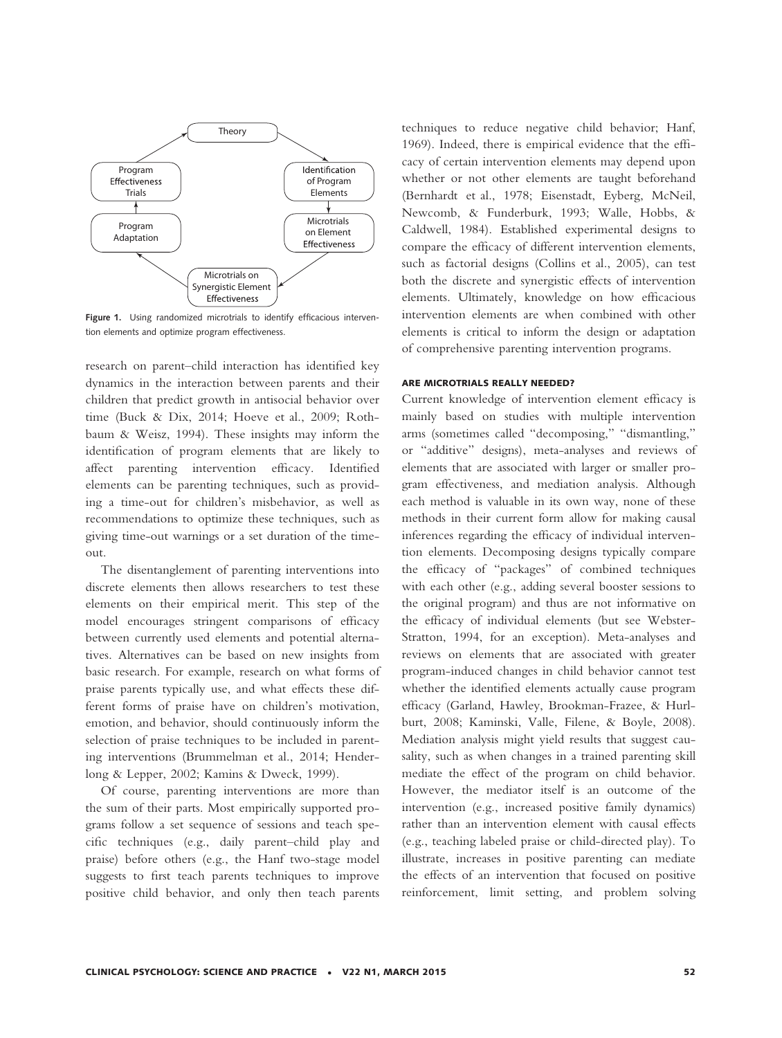Figure 1. Using randomized microtrials to identify efficacious intervention elements and optimize program effectiveness.

research on parent–child interaction has identified key dynamics in the interaction between parents and their children that predict growth in antisocial behavior over time (Buck & Dix, 2014; Hoeve et al., 2009; Rothbaum & Weisz, 1994). These insights may inform the identification of program elements that are likely to affect parenting intervention efficacy. Identified elements can be parenting techniques, such as providing a time-out for children's misbehavior, as well as recommendations to optimize these techniques, such as giving time-out warnings or a set duration of the time-out.

The disentanglement of parenting interventions into discrete elements then allows researchers to test these elements on their empirical merit. This step of the model encourages stringent comparisons of efficacy between currently used elements and potential alternatives. Alternatives can be based on new insights from basic research. For example, research on what forms of praise parents typically use, and what effects these different forms of praise have on children's motivation, emotion, and behavior, should continuously inform the selection of praise techniques to be included in parenting interventions (Brummelman et al., 2014; Henderlong & Lepper, 2002; Kamins & Dweck, 1999).

Of course, parenting interventions are more than the sum of their parts. Most empirically supported programs follow a set sequence of sessions and teach specific techniques (e.g., daily parent–child play and praise) before others (e.g., the Hanf two-stage model suggests to first teach parents techniques to improve positive child behavior, and only then teach parents techniques to reduce negative child behavior; Hanf, 1969). Indeed, there is empirical evidence that the efficacy of certain intervention elements may depend upon whether or not other elements are taught beforehand (Bernhardt et al., 1978; Eisenstadt, Eyberg, McNeil, Newcomb, & Funderburk, 1993; Walle, Hobbs, & Caldwell, 1984). Established experimental designs to compare the efficacy of different intervention elements, such as factorial designs (Collins et al., 2005), can test both the discrete and synergistic effects of intervention elements. Ultimately, knowledge on how efficacious intervention elements are when combined with other elements is critical to inform the design or adaptation of comprehensive parenting intervention programs.

#### ARE MICROTRIALS REALLY NEEDED?

Current knowledge of intervention element efficacy is mainly based on studies with multiple intervention arms (sometimes called "decomposing," "dismantling," or "additive" designs), meta-analyses and reviews of elements that are associated with larger or smaller program effectiveness, and mediation analysis. Although each method is valuable in its own way, none of these methods in their current form allow for making causal inferences regarding the efficacy of individual intervention elements. Decomposing designs typically compare the efficacy of "packages" of combined techniques with each other (e.g., adding several booster sessions to the original program) and thus are not informative on the efficacy of individual elements (but see Webster-Stratton, 1994, for an exception). Meta-analyses and reviews on elements that are associated with greater program-induced changes in child behavior cannot test whether the identified elements actually cause program efficacy (Garland, Hawley, Brookman-Frazee, & Hurlburt, 2008; Kaminski, Valle, Filene, & Boyle, 2008). Mediation analysis might yield results that suggest causality, such as when changes in a trained parenting skill mediate the effect of the program on child behavior. However, the mediator itself is an outcome of the intervention (e.g., increased positive family dynamics) rather than an intervention element with causal effects (e.g., teaching labeled praise or child-directed play). To illustrate, increases in positive parenting can mediate the effects of an intervention that focused on positive reinforcement, limit setting, and problem solving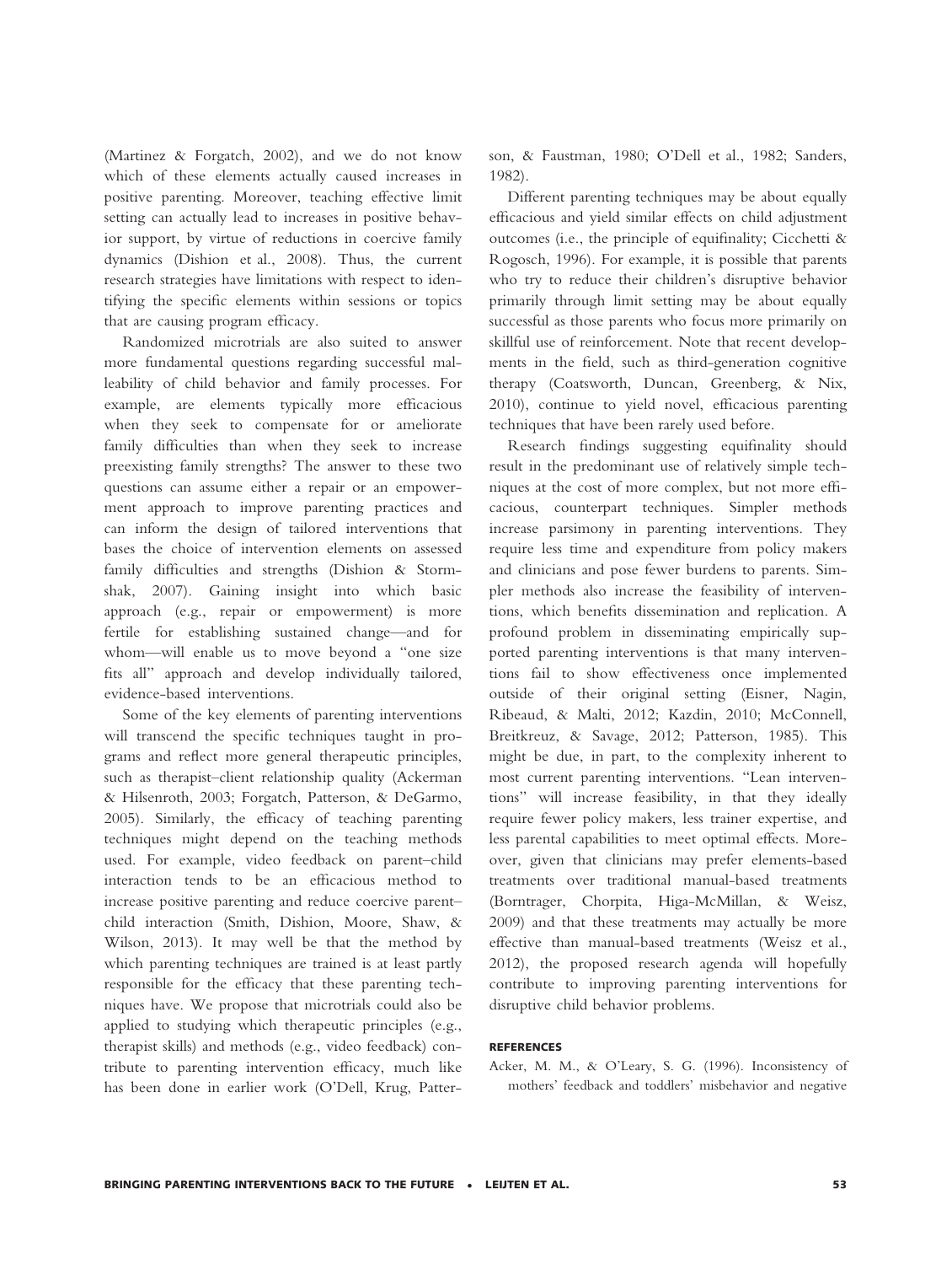(Martinez & Forgatch, 2002), and we do not know which of these elements actually caused increases in positive parenting. Moreover, teaching effective limit setting can actually lead to increases in positive behavior support, by virtue of reductions in coercive family dynamics (Dishion et al., 2008). Thus, the current research strategies have limitations with respect to identifying the specific elements within sessions or topics that are causing program efficacy.

Randomized microtrials are also suited to answer more fundamental questions regarding successful malleability of child behavior and family processes. For example, are elements typically more efficacious when they seek to compensate for or ameliorate family difficulties than when they seek to increase preexisting family strengths? The answer to these two questions can assume either a repair or an empowerment approach to improve parenting practices and can inform the design of tailored interventions that bases the choice of intervention elements on assessed family difficulties and strengths (Dishion & Stormshak, 2007). Gaining insight into which basic approach (e.g., repair or empowerment) is more fertile for establishing sustained change—and for whom—will enable us to move beyond a "one size fits all" approach and develop individually tailored, evidence-based interventions.

Some of the key elements of parenting interventions will transcend the specific techniques taught in programs and reflect more general therapeutic principles, such as therapist–client relationship quality (Ackerman & Hilsenroth, 2003; Forgatch, Patterson, & DeGarmo, 2005). Similarly, the efficacy of teaching parenting techniques might depend on the teaching methods used. For example, video feedback on parent–child interaction tends to be an efficacious method to increase positive parenting and reduce coercive parent–child interaction (Smith, Dishion, Moore, Shaw, & Wilson, 2013). It may well be that the method by which parenting techniques are trained is at least partly responsible for the efficacy that these parenting techniques have. We propose that microtrials could also be applied to studying which therapeutic principles (e.g., therapist skills) and methods (e.g., video feedback) contribute to parenting intervention efficacy, much like has been done in earlier work (O'Dell, Krug, Patterson, & Faustman, 1980; O'Dell et al., 1982; Sanders, 1982).

Different parenting techniques may be about equally efficacious and yield similar effects on child adjustment outcomes (i.e., the principle of equifinality; Cicchetti & Rogosch, 1996). For example, it is possible that parents who try to reduce their children's disruptive behavior primarily through limit setting may be about equally successful as those parents who focus more primarily on skillful use of reinforcement. Note that recent developments in the field, such as third-generation cognitive therapy (Coatsworth, Duncan, Greenberg, & Nix, 2010), continue to yield novel, efficacious parenting techniques that have been rarely used before.

Research findings suggesting equifinality should result in the predominant use of relatively simple techniques at the cost of more complex, but not more efficacious, counterpart techniques. Simpler methods increase parsimony in parenting interventions. They require less time and expenditure from policy makers and clinicians and pose fewer burdens to parents. Simpler methods also increase the feasibility of interventions, which benefits dissemination and replication. A profound problem in disseminating empirically supported parenting interventions is that many interventions fail to show effectiveness once implemented outside of their original setting (Eisner, Nagin, Ribeaud, & Malti, 2012; Kazdin, 2010; McConnell, Breitkreuz, & Savage, 2012; Patterson, 1985). This might be due, in part, to the complexity inherent to most current parenting interventions. "Lean interventions" will increase feasibility, in that they ideally require fewer policy makers, less trainer expertise, and less parental capabilities to meet optimal effects. Moreover, given that clinicians may prefer elements-based treatments over traditional manual-based treatments (Borntrager, Chorpita, Higa-McMillan, & Weisz, 2009) and that these treatments may actually be more effective than manual-based treatments (Weisz et al., 2012), the proposed research agenda will hopefully contribute to improving parenting interventions for disruptive child behavior problems.

## REFERENCES

Acker, M. M., & O'Leary, S. G. (1996). Inconsistency of mothers' feedback and toddlers' misbehavior and negative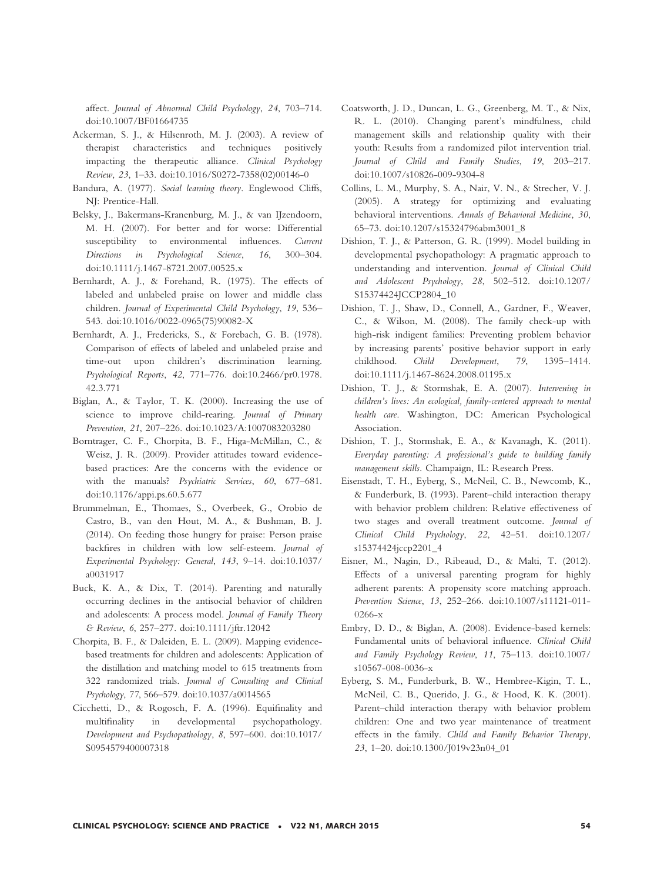affect. *Journal of Abnormal Child Psychology*, *24*, 703–714. doi:10.1007/BF01664735

Ackerman, S. J., & Hilsenroth, M. J. (2003). A review of therapist characteristics and techniques positively impacting the therapeutic alliance. *Clinical Psychology Review*, *23*, 1–33. doi:10.1016/S0272-7358(02)00146-0

Bandura, A. (1977). *Social learning theory*. Englewood Cliffs, NJ: Prentice-Hall.

Belsky, J., Bakermans-Kranenburg, M. J., & van IJzendoorn, M. H. (2007). For better and for worse: Differential susceptibility to environmental influences. *Current Directions in Psychological Science*, *16*, 300–304. doi:10.1111/j.1467-8721.2007.00525.x

Bernhardt, A. J., & Forehand, R. (1975). The effects of labeled and unlabeled praise on lower and middle class children. *Journal of Experimental Child Psychology*, *19*, 536–543. doi:10.1016/0022-0965(75)90082-X

Bernhardt, A. J., Fredericks, S., & Forebach, G. B. (1978). Comparison of effects of labeled and unlabeled praise and time-out upon children's discrimination learning. *Psychological Reports*, *42*, 771–776. doi:10.2466/pr0.1978.42.3.771

Biglan, A., & Taylor, T. K. (2000). Increasing the use of science to improve child-rearing. *Journal of Primary Prevention*, *21*, 207–226. doi:10.1023/A:1007083203280

Borntrager, C. F., Chorpita, B. F., Higa-McMillan, C., & Weisz, J. R. (2009). Provider attitudes toward evidence-based practices: Are the concerns with the evidence or with the manuals? *Psychiatric Services*, *60*, 677–681. doi:10.1176/appi.ps.60.5.677

Brummelman, E., Thomaes, S., Overbeek, G., Orobio de Castro, B., van den Hout, M. A., & Bushman, B. J. (2014). On feeding those hungry for praise: Person praise backfires in children with low self-esteem. *Journal of Experimental Psychology: General*, *143*, 9–14. doi:10.1037/a0031917

Buck, K. A., & Dix, T. (2014). Parenting and naturally occurring declines in the antisocial behavior of children and adolescents: A process model. *Journal of Family Theory & Review*, *6*, 257–277. doi:10.1111/jftr.12042

Chorpita, B. F., & Daleiden, E. L. (2009). Mapping evidence-based treatments for children and adolescents: Application of the distillation and matching model to 615 treatments from 322 randomized trials. *Journal of Consulting and Clinical Psychology*, *77*, 566–579. doi:10.1037/a0014565

Cicchetti, D., & Rogosch, F. A. (1996). Equifinality and multifinality in developmental psychopathology. *Development and Psychopathology*, *8*, 597–600. doi:10.1017/S0954579400007318

Coatsworth, J. D., Duncan, L. G., Greenberg, M. T., & Nix, R. L. (2010). Changing parent's mindfulness, child management skills and relationship quality with their youth: Results from a randomized pilot intervention trial. *Journal of Child and Family Studies*, *19*, 203–217. doi:10.1007/s10826-009-9304-8

Collins, L. M., Murphy, S. A., Nair, V. N., & Strecher, V. J. (2005). A strategy for optimizing and evaluating behavioral interventions. *Annals of Behavioral Medicine*, *30*, 65–73. doi:10.1207/s15324796abm3001_8

Dishion, T. J., & Patterson, G. R. (1999). Model building in developmental psychopathology: A pragmatic approach to understanding and intervention. *Journal of Clinical Child and Adolescent Psychology*, *28*, 502–512. doi:10.1207/S15374424JCCP2804_10

Dishion, T. J., Shaw, D., Connell, A., Gardner, F., Weaver, C., & Wilson, M. (2008). The family check-up with high-risk indigent families: Preventing problem behavior by increasing parents' positive behavior support in early childhood. *Child Development*, *79*, 1395–1414. doi:10.1111/j.1467-8624.2008.01195.x

Dishion, T. J., & Stormshak, E. A. (2007). *Intervening in children's lives: An ecological, family-centered approach to mental health care*. Washington, DC: American Psychological Association.

Dishion, T. J., Stormshak, E. A., & Kavanagh, K. (2011). *Everyday parenting: A professional's guide to building family management skills*. Champaign, IL: Research Press.

Eisenstadt, T. H., Eyberg, S., McNeil, C. B., Newcomb, K., & Funderburk, B. (1993). Parent–child interaction therapy with behavior problem children: Relative effectiveness of two stages and overall treatment outcome. *Journal of Clinical Child Psychology*, *22*, 42–51. doi:10.1207/s15374424jccp2201_4

Eisner, M., Nagin, D., Ribeaud, D., & Malti, T. (2012). Effects of a universal parenting program for highly adherent parents: A propensity score matching approach. *Prevention Science*, *13*, 252–266. doi:10.1007/s11121-011-0266-x

Embry, D. D., & Biglan, A. (2008). Evidence-based kernels: Fundamental units of behavioral influence. *Clinical Child and Family Psychology Review*, *11*, 75–113. doi:10.1007/s10567-008-0036-x

Eyberg, S. M., Funderburk, B. W., Hembree-Kigin, T. L., McNeil, C. B., Querido, J. G., & Hood, K. K. (2001). Parent–child interaction therapy with behavior problem children: One and two year maintenance of treatment effects in the family. *Child and Family Behavior Therapy*, *23*, 1–20. doi:10.1300/J019v23n04_01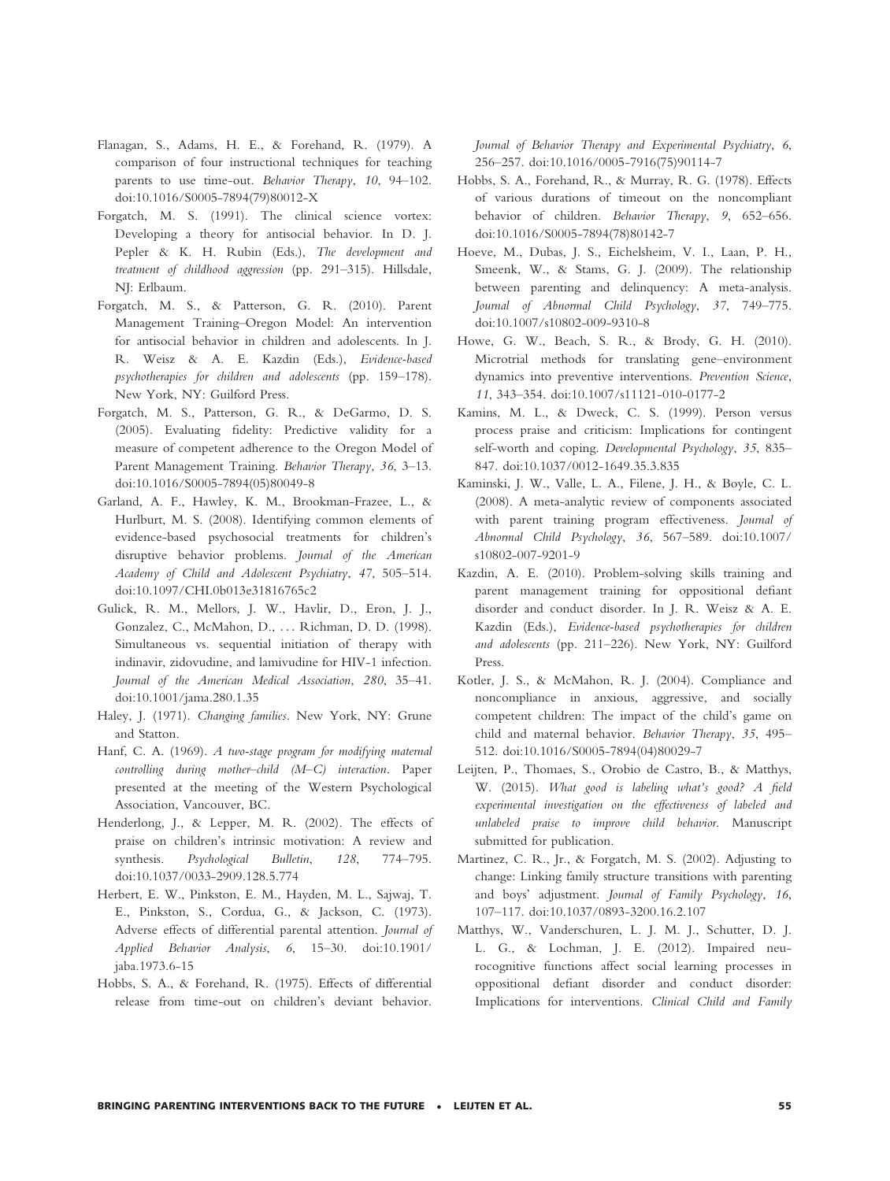Flanagan, S., Adams, H. E., & Forehand, R. (1979). A comparison of four instructional techniques for teaching parents to use time-out. *Behavior Therapy*, *10*, 94–102. doi:10.1016/S0005-7894(79)80012-X

Forgatch, M. S. (1991). The clinical science vortex: Developing a theory for antisocial behavior. In D. J. Pepler & K. H. Rubin (Eds.), *The development and treatment of childhood aggression* (pp. 291–315). Hillsdale, NJ: Erlbaum.

Forgatch, M. S., & Patterson, G. R. (2010). Parent Management Training–Oregon Model: An intervention for antisocial behavior in children and adolescents. In J. R. Weisz & A. E. Kazdin (Eds.), *Evidence-based psychotherapies for children and adolescents* (pp. 159–178). New York, NY: Guilford Press.

Forgatch, M. S., Patterson, G. R., & DeGarmo, D. S. (2005). Evaluating fidelity: Predictive validity for a measure of competent adherence to the Oregon Model of Parent Management Training. *Behavior Therapy*, *36*, 3–13. doi:10.1016/S0005-7894(05)80049-8

Garland, A. F., Hawley, K. M., Brookman-Frazee, L., & Hurlburt, M. S. (2008). Identifying common elements of evidence-based psychosocial treatments for children's disruptive behavior problems. *Journal of the American Academy of Child and Adolescent Psychiatry*, *47*, 505–514. doi:10.1097/CHI.0b013e31816765c2

Gulick, R. M., Mellors, J. W., Havlir, D., Eron, J. J., Gonzalez, C., McMahon, D., . . . Richman, D. D. (1998). Simultaneous vs. sequential initiation of therapy with indinavir, zidovudine, and lamivudine for HIV-1 infection. *Journal of the American Medical Association*, *280*, 35–41. doi:10.1001/jama.280.1.35

Haley, J. (1971). *Changing families*. New York, NY: Grune and Statton.

Hanf, C. A. (1969). *A two-stage program for modifying maternal controlling during mother–child (M–C) interaction*. Paper presented at the meeting of the Western Psychological Association, Vancouver, BC.

Henderlong, J., & Lepper, M. R. (2002). The effects of praise on children's intrinsic motivation: A review and synthesis. *Psychological Bulletin*, *128*, 774–795. doi:10.1037/0033-2909.128.5.774

Herbert, E. W., Pinkston, E. M., Hayden, M. L., Sajwaj, T. E., Pinkston, S., Cordua, G., & Jackson, C. (1973). Adverse effects of differential parental attention. *Journal of Applied Behavior Analysis*, *6*, 15–30. doi:10.1901/jaba.1973.6-15

Hobbs, S. A., & Forehand, R. (1975). Effects of differential release from time-out on children's deviant behavior. *Journal of Behavior Therapy and Experimental Psychiatry*, *6*, 256–257. doi:10.1016/0005-7916(75)90114-7

Hobbs, S. A., Forehand, R., & Murray, R. G. (1978). Effects of various durations of timeout on the noncompliant behavior of children. *Behavior Therapy*, *9*, 652–656. doi:10.1016/S0005-7894(78)80142-7

Hoeve, M., Dubas, J. S., Eichelsheim, V. I., Laan, P. H., Smeenk, W., & Stams, G. J. (2009). The relationship between parenting and delinquency: A meta-analysis. *Journal of Abnormal Child Psychology*, *37*, 749–775. doi:10.1007/s10802-009-9310-8

Howe, G. W., Beach, S. R., & Brody, G. H. (2010). Microtrial methods for translating gene–environment dynamics into preventive interventions. *Prevention Science*, *11*, 343–354. doi:10.1007/s11121-010-0177-2

Kamins, M. L., & Dweck, C. S. (1999). Person versus process praise and criticism: Implications for contingent self-worth and coping. *Developmental Psychology*, *35*, 835–847. doi:10.1037/0012-1649.35.3.835

Kaminski, J. W., Valle, L. A., Filene, J. H., & Boyle, C. L. (2008). A meta-analytic review of components associated with parent training program effectiveness. *Journal of Abnormal Child Psychology*, *36*, 567–589. doi:10.1007/s10802-007-9201-9

Kazdin, A. E. (2010). Problem-solving skills training and parent management training for oppositional defiant disorder and conduct disorder. In J. R. Weisz & A. E. Kazdin (Eds.), *Evidence-based psychotherapies for children and adolescents* (pp. 211–226). New York, NY: Guilford Press.

Kotler, J. S., & McMahon, R. J. (2004). Compliance and noncompliance in anxious, aggressive, and socially competent children: The impact of the child's game on child and maternal behavior. *Behavior Therapy*, *35*, 495–512. doi:10.1016/S0005-7894(04)80029-7

Leijten, P., Thomaes, S., Orobio de Castro, B., & Matthys, W. (2015). *What good is labeling what's good? A field experimental investigation on the effectiveness of labeled and unlabeled praise to improve child behavior*. Manuscript submitted for publication.

Martinez, C. R., Jr., & Forgatch, M. S. (2002). Adjusting to change: Linking family structure transitions with parenting and boys' adjustment. *Journal of Family Psychology*, *16*, 107–117. doi:10.1037/0893-3200.16.2.107

Matthys, W., Vanderschuren, L. J. M. J., Schutter, D. J. L. G., & Lochman, J. E. (2012). Impaired neurocognitive functions affect social learning processes in oppositional defiant disorder and conduct disorder: Implications for interventions. *Clinical Child and Family*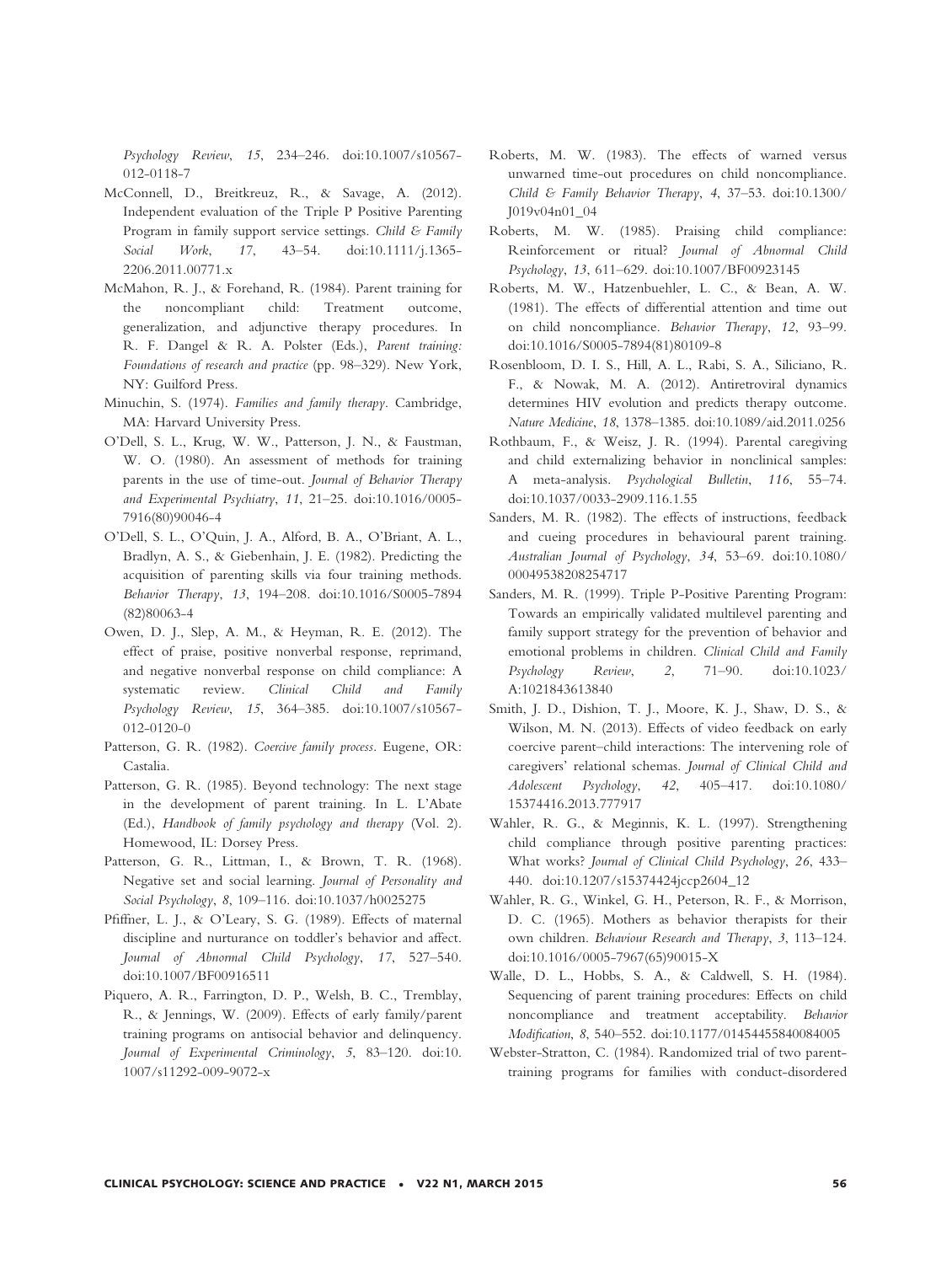*Psychology Review*, *15*, 234–246. doi:10.1007/s10567-012-0118-7

McConnell, D., Breitkreuz, R., & Savage, A. (2012). Independent evaluation of the Triple P Positive Parenting Program in family support service settings. *Child & Family Social Work*, *17*, 43–54. doi:10.1111/j.1365-2206.2011.00771.x

McMahon, R. J., & Forehand, R. (1984). Parent training for the noncompliant child: Treatment outcome, generalization, and adjunctive therapy procedures. In R. F. Dangel & R. A. Polster (Eds.), *Parent training: Foundations of research and practice* (pp. 98–329). New York, NY: Guilford Press.

Minuchin, S. (1974). *Families and family therapy*. Cambridge, MA: Harvard University Press.

O'Dell, S. L., Krug, W. W., Patterson, J. N., & Faustman, W. O. (1980). An assessment of methods for training parents in the use of time-out. *Journal of Behavior Therapy and Experimental Psychiatry*, *11*, 21–25. doi:10.1016/0005-7916(80)90046-4

O'Dell, S. L., O'Quin, J. A., Alford, B. A., O'Briant, A. L., Bradlyn, A. S., & Giebenhain, J. E. (1982). Predicting the acquisition of parenting skills via four training methods. *Behavior Therapy*, *13*, 194–208. doi:10.1016/S0005-7894(82)80063-4

Owen, D. J., Slep, A. M., & Heyman, R. E. (2012). The effect of praise, positive nonverbal response, reprimand, and negative nonverbal response on child compliance: A systematic review. *Clinical Child and Family Psychology Review*, *15*, 364–385. doi:10.1007/s10567-012-0120-0

Patterson, G. R. (1982). *Coercive family process*. Eugene, OR: Castalia.

Patterson, G. R. (1985). Beyond technology: The next stage in the development of parent training. In L. L'Abate (Ed.), *Handbook of family psychology and therapy* (Vol. 2). Homewood, IL: Dorsey Press.

Patterson, G. R., Littman, I., & Brown, T. R. (1968). Negative set and social learning. *Journal of Personality and Social Psychology*, *8*, 109–116. doi:10.1037/h0025275

Pfiffner, L. J., & O'Leary, S. G. (1989). Effects of maternal discipline and nurturance on toddler's behavior and affect. *Journal of Abnormal Child Psychology*, *17*, 527–540. doi:10.1007/BF00916511

Piquero, A. R., Farrington, D. P., Welsh, B. C., Tremblay, R., & Jennings, W. (2009). Effects of early family/parent training programs on antisocial behavior and delinquency. *Journal of Experimental Criminology*, *5*, 83–120. doi:10.1007/s11292-009-9072-x

Roberts, M. W. (1983). The effects of warned versus unwarned time-out procedures on child noncompliance. *Child & Family Behavior Therapy*, *4*, 37–53. doi:10.1300/J019v04n01_04

Roberts, M. W. (1985). Praising child compliance: Reinforcement or ritual? *Journal of Abnormal Child Psychology*, *13*, 611–629. doi:10.1007/BF00923145

Roberts, M. W., Hatzenbuehler, L. C., & Bean, A. W. (1981). The effects of differential attention and time out on child noncompliance. *Behavior Therapy*, *12*, 93–99. doi:10.1016/S0005-7894(81)80109-8

Rosenbloom, D. I. S., Hill, A. L., Rabi, S. A., Siliciano, R. F., & Nowak, M. A. (2012). Antiretroviral dynamics determines HIV evolution and predicts therapy outcome. *Nature Medicine*, *18*, 1378–1385. doi:10.1089/aid.2011.0256

Rothbaum, F., & Weisz, J. R. (1994). Parental caregiving and child externalizing behavior in nonclinical samples: A meta-analysis. *Psychological Bulletin*, *116*, 55–74. doi:10.1037/0033-2909.116.1.55

Sanders, M. R. (1982). The effects of instructions, feedback and cueing procedures in behavioural parent training. *Australian Journal of Psychology*, *34*, 53–69. doi:10.1080/00049538208254717

Sanders, M. R. (1999). Triple P-Positive Parenting Program: Towards an empirically validated multilevel parenting and family support strategy for the prevention of behavior and emotional problems in children. *Clinical Child and Family Psychology Review*, *2*, 71–90. doi:10.1023/A:1021843613840

Smith, J. D., Dishion, T. J., Moore, K. J., Shaw, D. S., & Wilson, M. N. (2013). Effects of video feedback on early coercive parent–child interactions: The intervening role of caregivers' relational schemas. *Journal of Clinical Child and Adolescent Psychology*, *42*, 405–417. doi:10.1080/15374416.2013.777917

Wahler, R. G., & Meginnis, K. L. (1997). Strengthening child compliance through positive parenting practices: What works? *Journal of Clinical Child Psychology*, *26*, 433–440. doi:10.1207/s15374424jccp2604_12

Wahler, R. G., Winkel, G. H., Peterson, R. F., & Morrison, D. C. (1965). Mothers as behavior therapists for their own children. *Behaviour Research and Therapy*, *3*, 113–124. doi:10.1016/0005-7967(65)90015-X

Walle, D. L., Hobbs, S. A., & Caldwell, S. H. (1984). Sequencing of parent training procedures: Effects on child noncompliance and treatment acceptability. *Behavior Modification*, *8*, 540–552. doi:10.1177/01454455840084005

Webster-Stratton, C. (1984). Randomized trial of two parent-training programs for families with conduct-disordered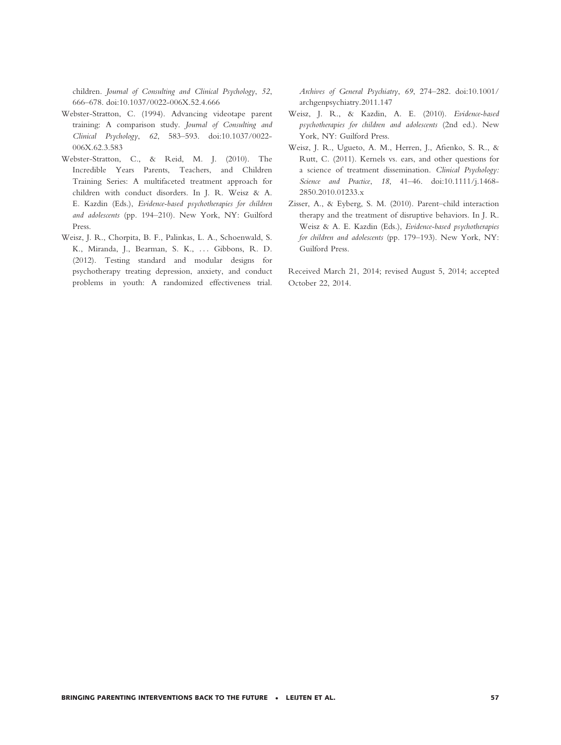children. *Journal of Consulting and Clinical Psychology*, *52*, 666–678. doi:10.1037/0022-006X.52.4.666

Webster-Stratton, C. (1994). Advancing videotape parent training: A comparison study. *Journal of Consulting and Clinical Psychology*, *62*, 583–593. doi:10.1037/0022-006X.62.3.583

Webster-Stratton, C., & Reid, M. J. (2010). The Incredible Years Parents, Teachers, and Children Training Series: A multifaceted treatment approach for children with conduct disorders. In J. R. Weisz & A. E. Kazdin (Eds.), *Evidence-based psychotherapies for children and adolescents* (pp. 194–210). New York, NY: Guilford Press.

Weisz, J. R., Chorpita, B. F., Palinkas, L. A., Schoenwald, S. K., Miranda, J., Bearman, S. K., . . . Gibbons, R. D. (2012). Testing standard and modular designs for psychotherapy treating depression, anxiety, and conduct problems in youth: A randomized effectiveness trial. *Archives of General Psychiatry*, *69*, 274–282. doi:10.1001/archgenpsychiatry.2011.147

Weisz, J. R., & Kazdin, A. E. (2010). *Evidence-based psychotherapies for children and adolescents* (2nd ed.). New York, NY: Guilford Press.

Weisz, J. R., Ugueto, A. M., Herren, J., Afienko, S. R., & Rutt, C. (2011). Kernels vs. ears, and other questions for a science of treatment dissemination. *Clinical Psychology: Science and Practice*, *18*, 41–46. doi:10.1111/j.1468-2850.2010.01233.x

Zisser, A., & Eyberg, S. M. (2010). Parent–child interaction therapy and the treatment of disruptive behaviors. In J. R. Weisz & A. E. Kazdin (Eds.), *Evidence-based psychotherapies for children and adolescents* (pp. 179–193). New York, NY: Guilford Press.

Received March 21, 2014; revised August 5, 2014; accepted October 22, 2014.